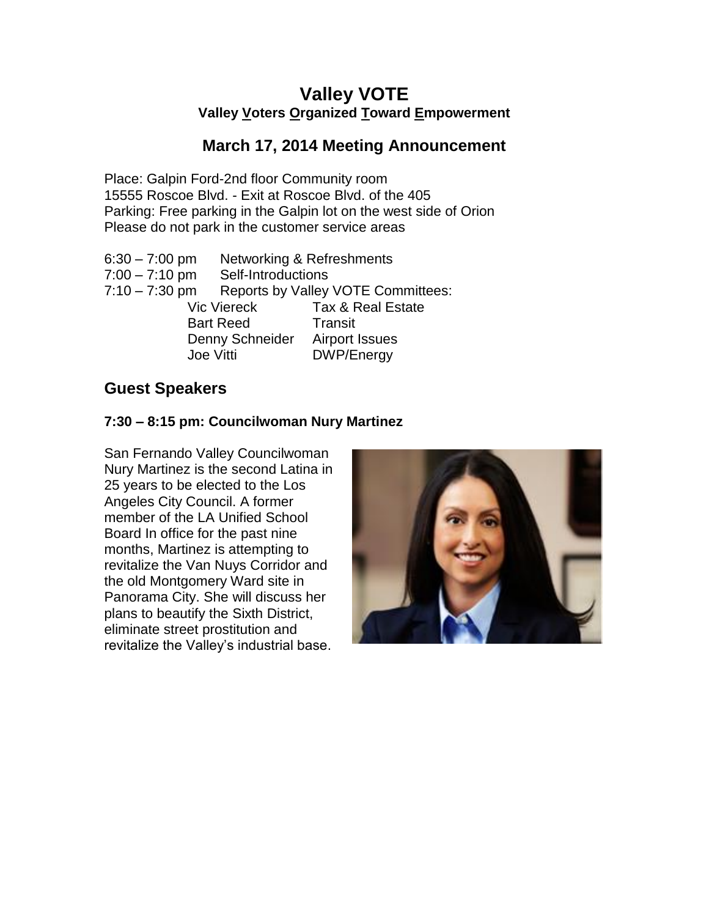# Valley VOTE

**Valley Voters Organized Toward Empowerment**

## March 17, 2014 Meeting Announcement

Place: Galpin Ford-2nd floor Community room
15555 Roscoe Blvd. - Exit at Roscoe Blvd. of the 405
Parking: Free parking in the Galpin lot on the west side of Orion
Please do not park in the customer service areas

6:30 – 7:00 pm Networking & Refreshments
7:00 – 7:10 pm Self-Introductions
7:10 – 7:30 pm Reports by Valley VOTE Committees:

| | |
|---|---|
| Vic Viereck | Tax & Real Estate |
| Bart Reed | Transit |
| Denny Schneider | Airport Issues |
| Joe Vitti | DWP/Energy |

## Guest Speakers

### 7:30 – 8:15 pm: Councilwoman Nury Martinez

San Fernando Valley Councilwoman Nury Martinez is the second Latina in 25 years to be elected to the Los Angeles City Council. A former member of the LA Unified School Board In office for the past nine months, Martinez is attempting to revitalize the Van Nuys Corridor and the old Montgomery Ward site in Panorama City. She will discuss her plans to beautify the Sixth District, eliminate street prostitution and revitalize the Valley's industrial base.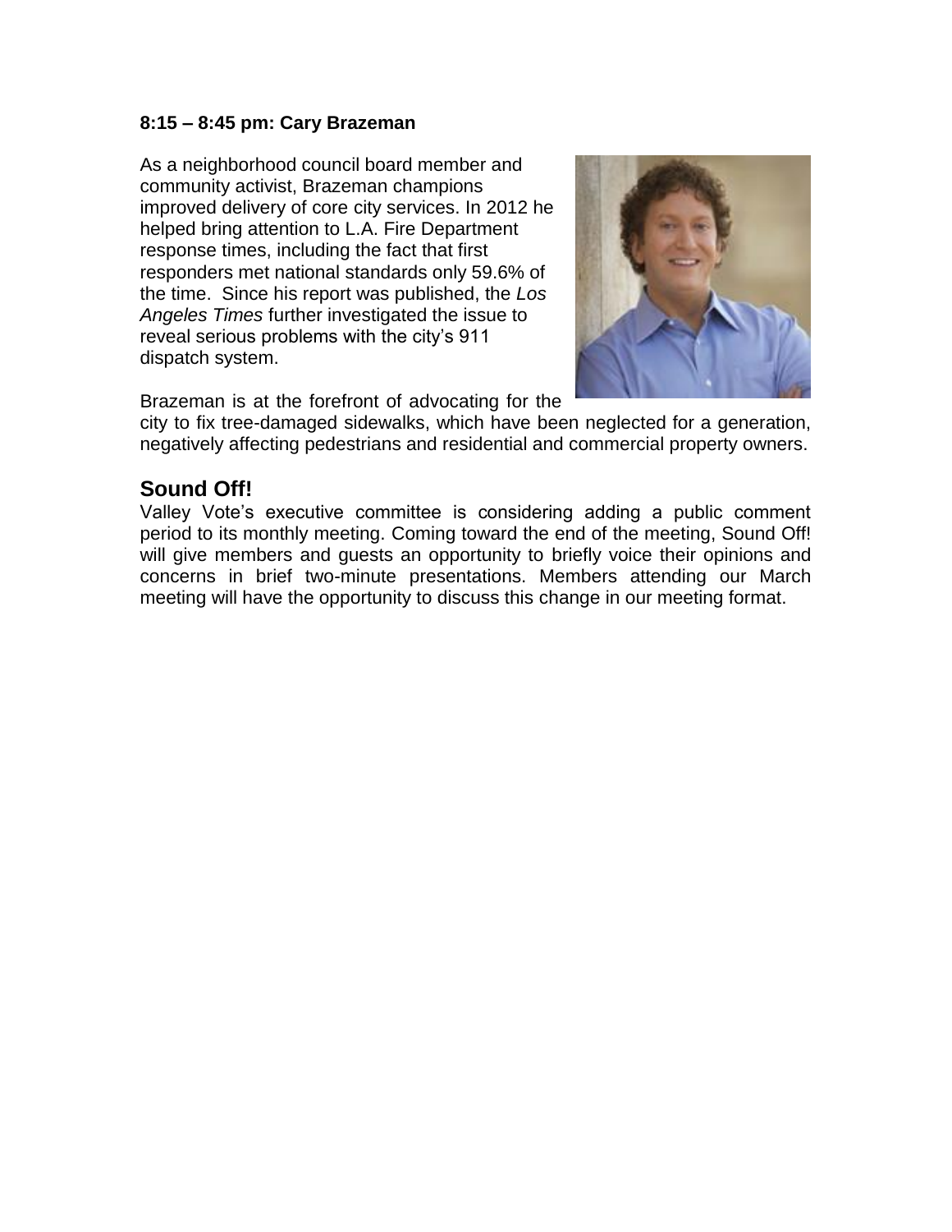**8:15 – 8:45 pm: Cary Brazeman**

As a neighborhood council board member and community activist, Brazeman champions improved delivery of core city services. In 2012 he helped bring attention to L.A. Fire Department response times, including the fact that first responders met national standards only 59.6% of the time. Since his report was published, the *Los Angeles Times* further investigated the issue to reveal serious problems with the city's 911 dispatch system.

Brazeman is at the forefront of advocating for the city to fix tree-damaged sidewalks, which have been neglected for a generation, negatively affecting pedestrians and residential and commercial property owners.

## Sound Off!

Valley Vote's executive committee is considering adding a public comment period to its monthly meeting. Coming toward the end of the meeting, Sound Off! will give members and guests an opportunity to briefly voice their opinions and concerns in brief two-minute presentations. Members attending our March meeting will have the opportunity to discuss this change in our meeting format.